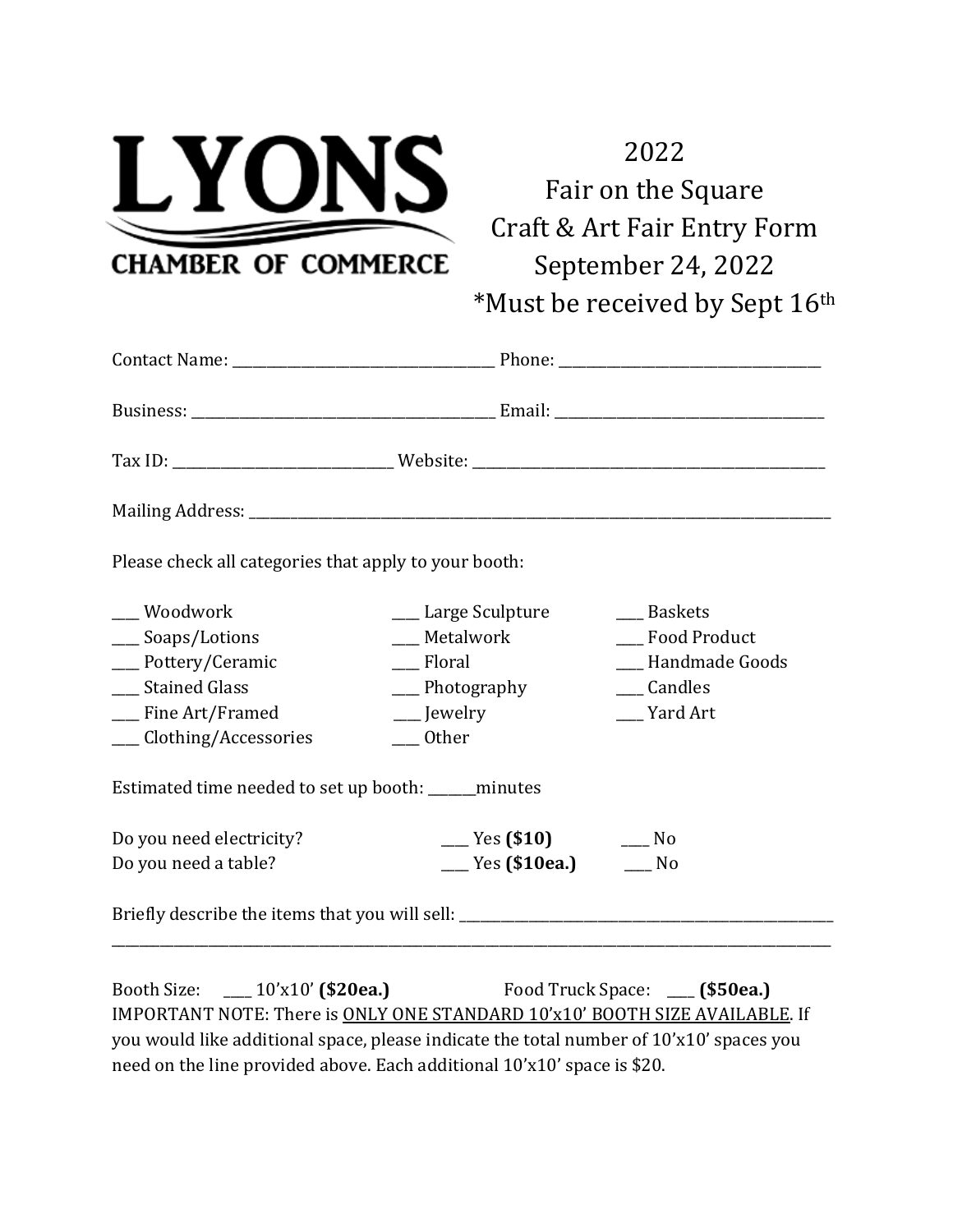**LYONS**
**CHAMBER OF COMMERCE**

# 2022
# Fair on the Square
# Craft & Art Fair Entry Form
# September 24, 2022
# *Must be received by Sept 16th

Contact Name: ____________________ Phone: ____________________

Business: ____________________ Email: ____________________

Tax ID: ________________ Website: ____________________

Mailing Address: ________________________________________

Please check all categories that apply to your booth:

___ Woodwork
___ Soaps/Lotions
___ Pottery/Ceramic
___ Stained Glass
___ Fine Art/Framed
___ Clothing/Accessories
___ Large Sculpture
___ Metalwork
___ Floral
___ Photography
___ Jewelry
___ Other
___ Baskets
___ Food Product
___ Handmade Goods
___ Candles
___ Yard Art

Estimated time needed to set up booth: _______minutes

Do you need electricity? ___ Yes **($10)** ___ No
Do you need a table? ___ Yes **($10ea.)** ___ No

Briefly describe the items that you will sell: ________________________________________
________________________________________________________________

Booth Size: ___ 10'x10' **($20ea.)** Food Truck Space: ___ **($50ea.)**
IMPORTANT NOTE: There is ONLY ONE STANDARD 10'x10' BOOTH SIZE AVAILABLE. If you would like additional space, please indicate the total number of 10'x10' spaces you need on the line provided above. Each additional 10'x10' space is $20.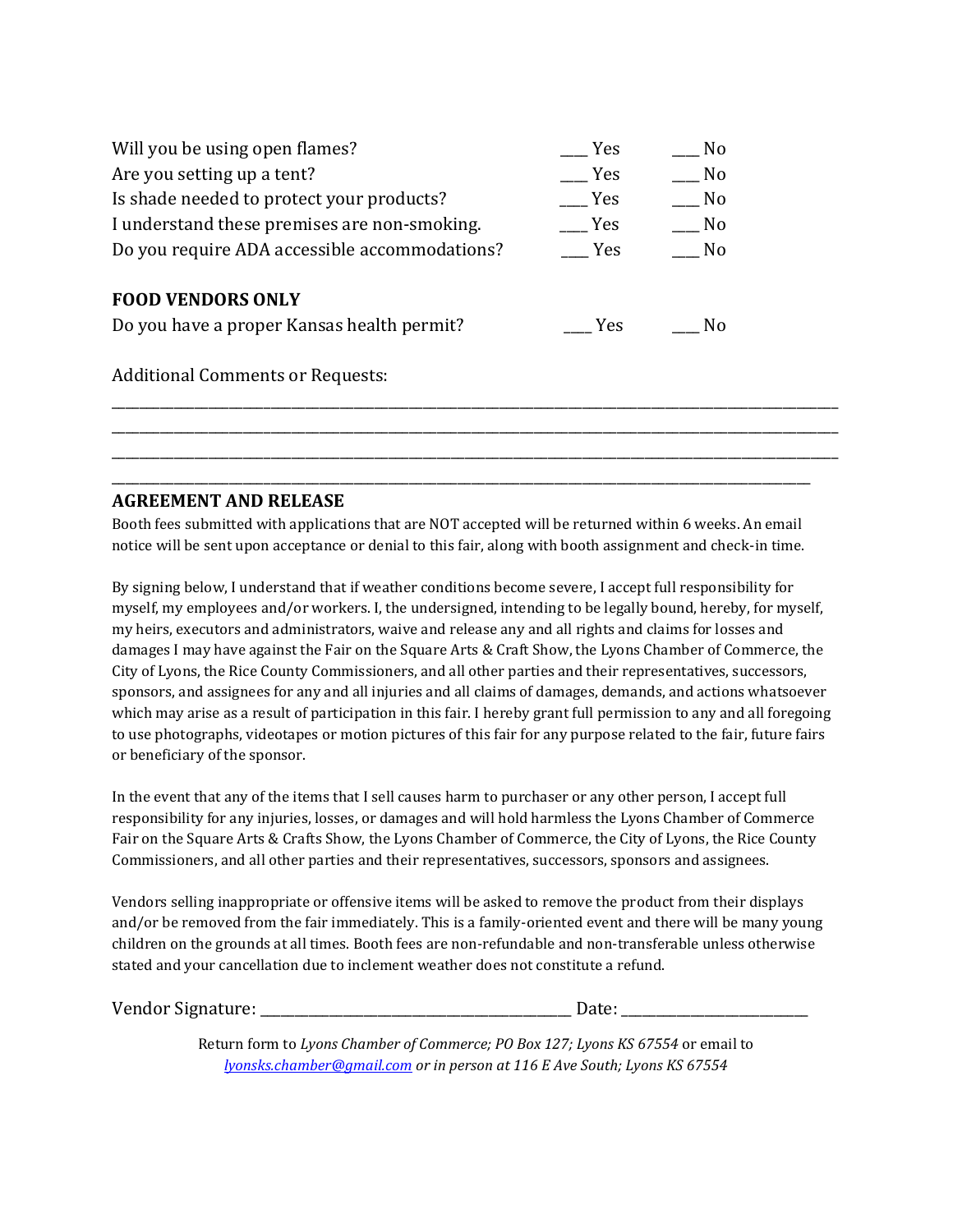| | | |
|---|---|---|
| Will you be using open flames? | ___ Yes | ___ No |
| Are you setting up a tent? | ___ Yes | ___ No |
| Is shade needed to protect your products? | ___ Yes | ___ No |
| I understand these premises are non-smoking. | ___ Yes | ___ No |
| Do you require ADA accessible accommodations? | ___ Yes | ___ No |

**FOOD VENDORS ONLY**

| | | |
|---|---|---|
| Do you have a proper Kansas health permit? | ___ Yes | ___ No |

Additional Comments or Requests:

____________________________________________________________________________________________

____________________________________________________________________________________________

____________________________________________________________________________________________

____________________________________________________________________________________________

## AGREEMENT AND RELEASE

Booth fees submitted with applications that are NOT accepted will be returned within 6 weeks. An email notice will be sent upon acceptance or denial to this fair, along with booth assignment and check-in time.

By signing below, I understand that if weather conditions become severe, I accept full responsibility for myself, my employees and/or workers. I, the undersigned, intending to be legally bound, hereby, for myself, my heirs, executors and administrators, waive and release any and all rights and claims for losses and damages I may have against the Fair on the Square Arts & Craft Show, the Lyons Chamber of Commerce, the City of Lyons, the Rice County Commissioners, and all other parties and their representatives, successors, sponsors, and assignees for any and all injuries and all claims of damages, demands, and actions whatsoever which may arise as a result of participation in this fair. I hereby grant full permission to any and all foregoing to use photographs, videotapes or motion pictures of this fair for any purpose related to the fair, future fairs or beneficiary of the sponsor.

In the event that any of the items that I sell causes harm to purchaser or any other person, I accept full responsibility for any injuries, losses, or damages and will hold harmless the Lyons Chamber of Commerce Fair on the Square Arts & Crafts Show, the Lyons Chamber of Commerce, the City of Lyons, the Rice County Commissioners, and all other parties and their representatives, successors, sponsors and assignees.

Vendors selling inappropriate or offensive items will be asked to remove the product from their displays and/or be removed from the fair immediately. This is a family-oriented event and there will be many young children on the grounds at all times. Booth fees are non-refundable and non-transferable unless otherwise stated and your cancellation due to inclement weather does not constitute a refund.

Vendor Signature: ________________________________________ Date: _________________________

Return form to *Lyons Chamber of Commerce; PO Box 127; Lyons KS 67554* or email to *lyonsks.chamber@gmail.com or in person at 116 E Ave South; Lyons KS 67554*